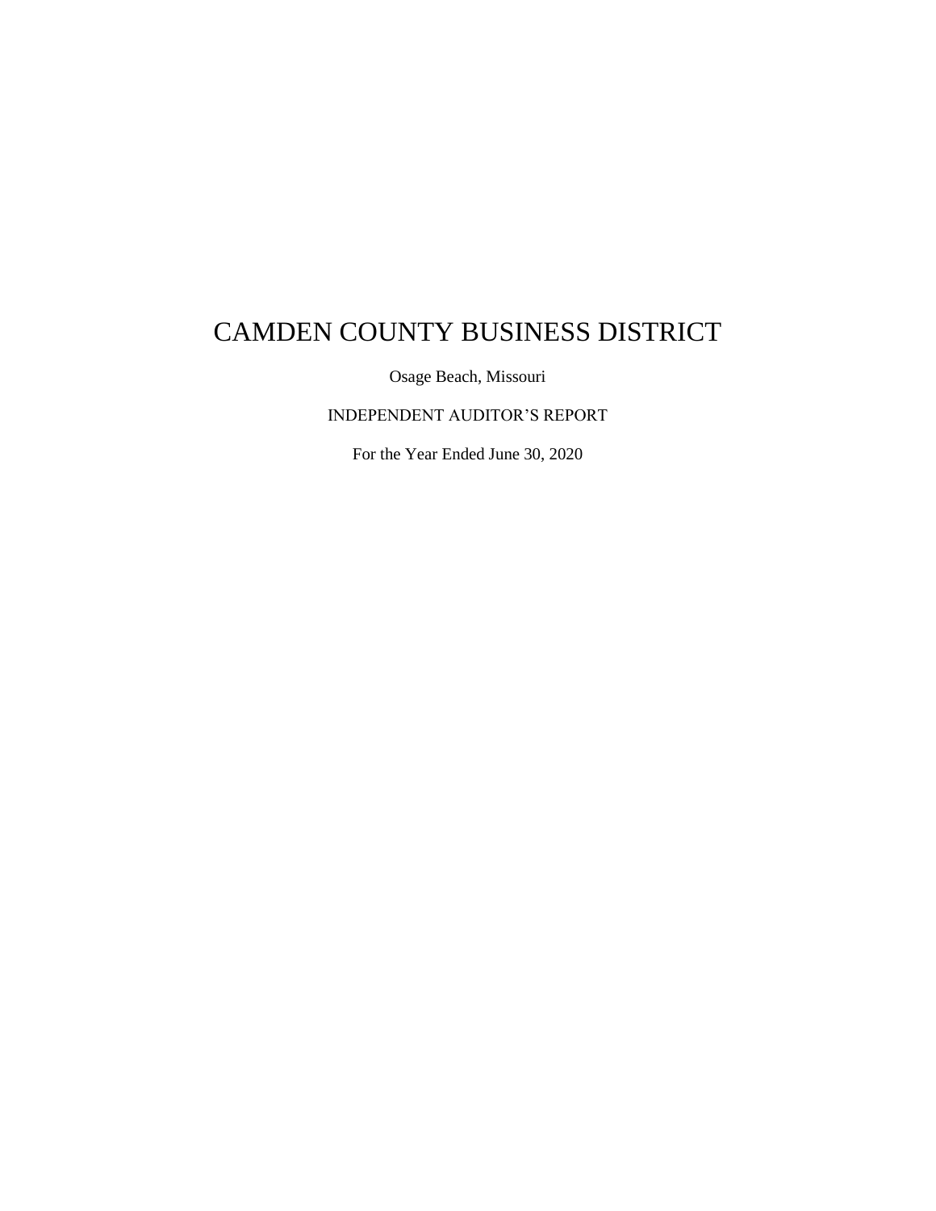# CAMDEN COUNTY BUSINESS DISTRICT

Osage Beach, Missouri

INDEPENDENT AUDITOR'S REPORT

For the Year Ended June 30, 2020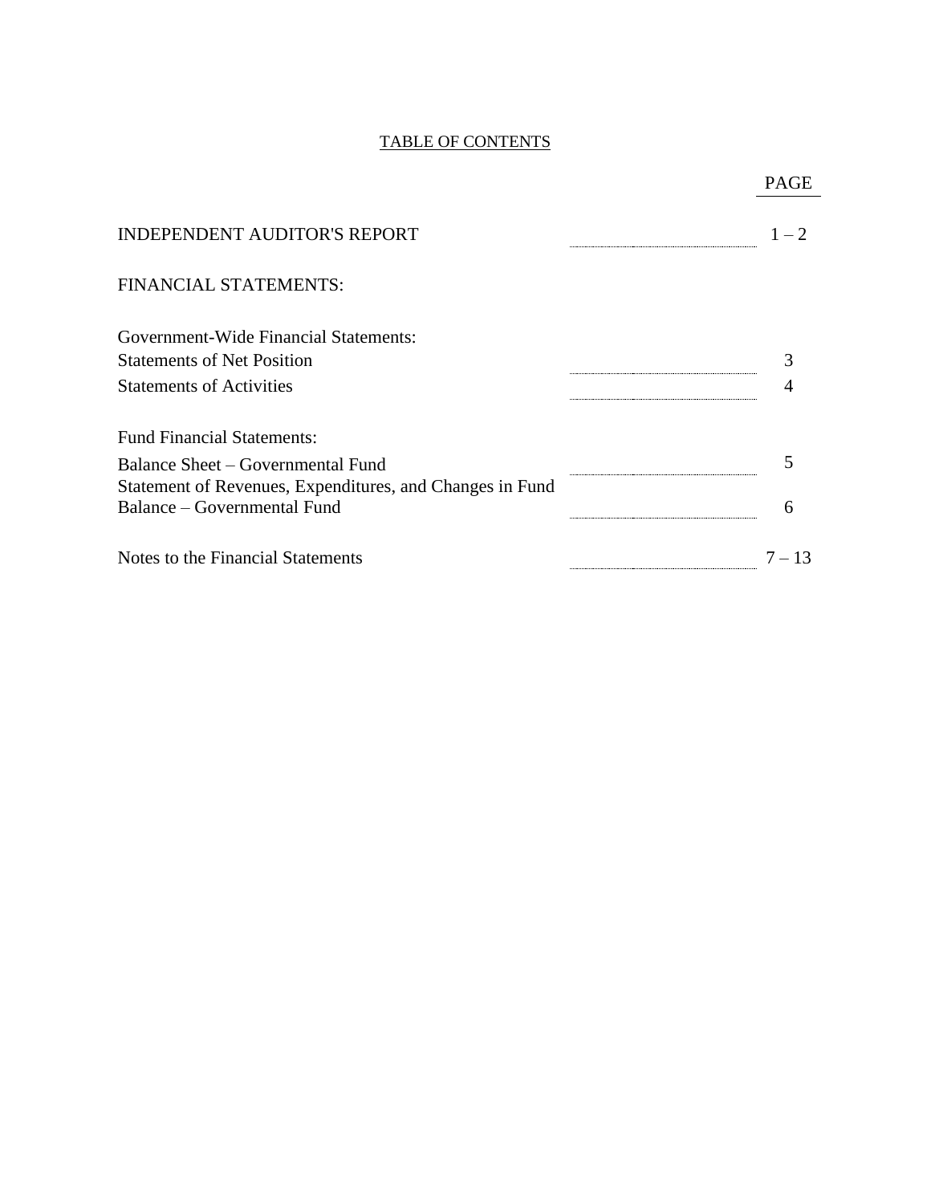# TABLE OF CONTENTS

| | PAGE |
|---|---|
| INDEPENDENT AUDITOR'S REPORT | 1 – 2 |
| FINANCIAL STATEMENTS: | |
| Government-Wide Financial Statements: | |
| Statements of Net Position | 3 |
| Statements of Activities | 4 |
| Fund Financial Statements: | |
| Balance Sheet – Governmental Fund | 5 |
| Statement of Revenues, Expenditures, and Changes in Fund Balance – Governmental Fund | 6 |
| Notes to the Financial Statements | 7 – 13 |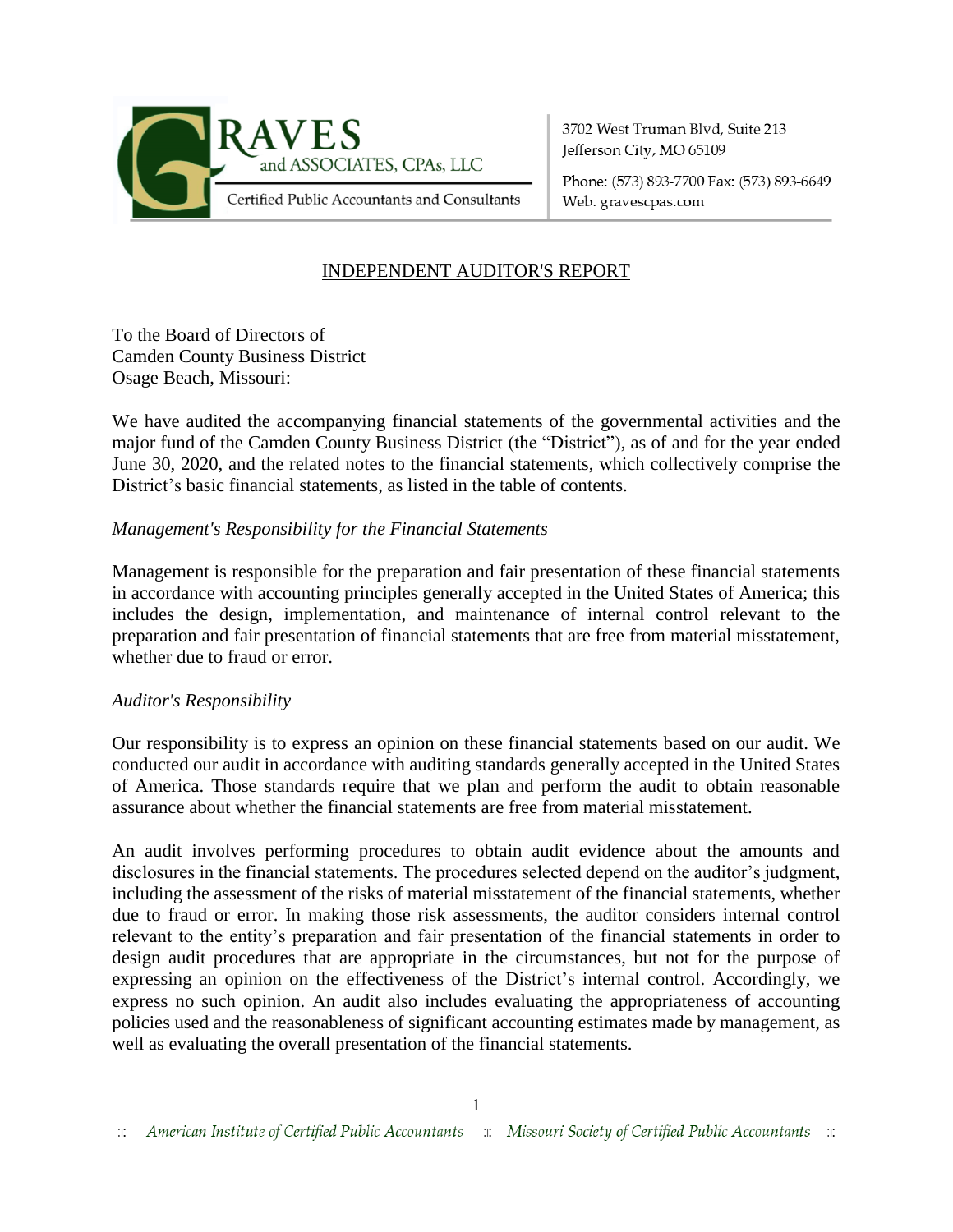**GRAVES and ASSOCIATES, CPAs, LLC**
Certified Public Accountants and Consultants

3702 West Truman Blvd, Suite 213
Jefferson City, MO 65109

Phone: (573) 893-7700 Fax: (573) 893-6649
Web: gravescpas.com

## INDEPENDENT AUDITOR'S REPORT

To the Board of Directors of
Camden County Business District
Osage Beach, Missouri:

We have audited the accompanying financial statements of the governmental activities and the major fund of the Camden County Business District (the "District"), as of and for the year ended June 30, 2020, and the related notes to the financial statements, which collectively comprise the District's basic financial statements, as listed in the table of contents.

*Management's Responsibility for the Financial Statements*

Management is responsible for the preparation and fair presentation of these financial statements in accordance with accounting principles generally accepted in the United States of America; this includes the design, implementation, and maintenance of internal control relevant to the preparation and fair presentation of financial statements that are free from material misstatement, whether due to fraud or error.

*Auditor's Responsibility*

Our responsibility is to express an opinion on these financial statements based on our audit. We conducted our audit in accordance with auditing standards generally accepted in the United States of America. Those standards require that we plan and perform the audit to obtain reasonable assurance about whether the financial statements are free from material misstatement.

An audit involves performing procedures to obtain audit evidence about the amounts and disclosures in the financial statements. The procedures selected depend on the auditor's judgment, including the assessment of the risks of material misstatement of the financial statements, whether due to fraud or error. In making those risk assessments, the auditor considers internal control relevant to the entity's preparation and fair presentation of the financial statements in order to design audit procedures that are appropriate in the circumstances, but not for the purpose of expressing an opinion on the effectiveness of the District's internal control. Accordingly, we express no such opinion. An audit also includes evaluating the appropriateness of accounting policies used and the reasonableness of significant accounting estimates made by management, as well as evaluating the overall presentation of the financial statements.

American Institute of Certified Public Accountants · Missouri Society of Certified Public Accountants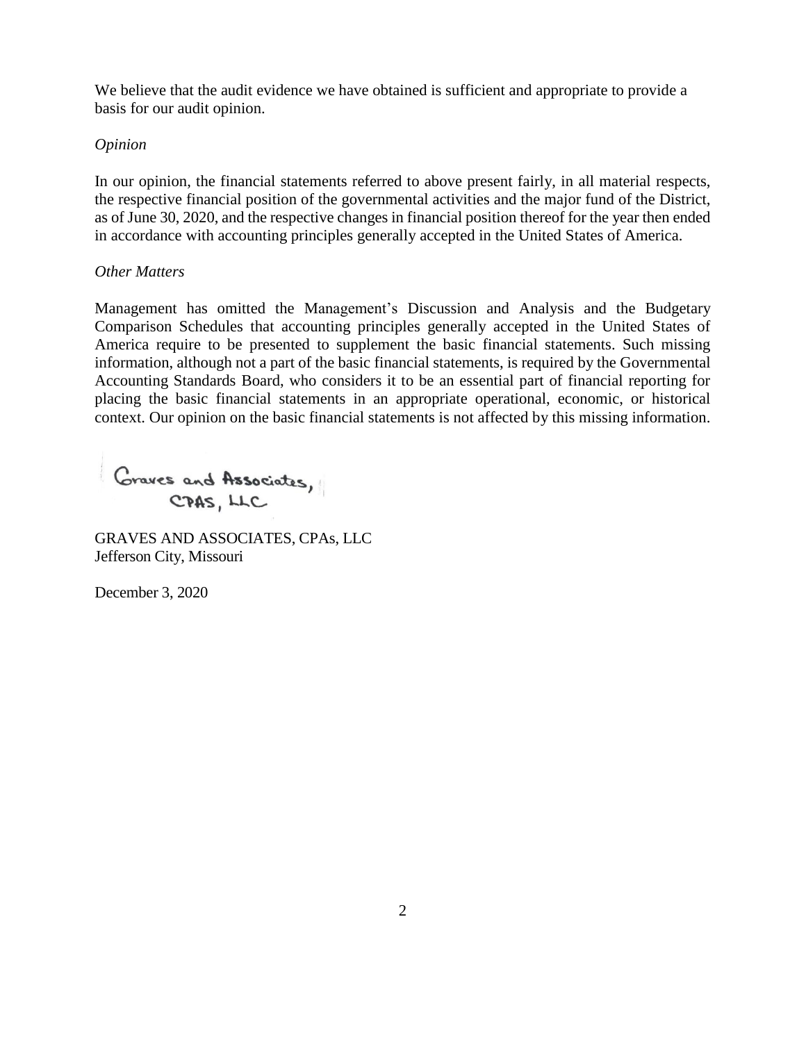We believe that the audit evidence we have obtained is sufficient and appropriate to provide a basis for our audit opinion.

*Opinion*

In our opinion, the financial statements referred to above present fairly, in all material respects, the respective financial position of the governmental activities and the major fund of the District, as of June 30, 2020, and the respective changes in financial position thereof for the year then ended in accordance with accounting principles generally accepted in the United States of America.

*Other Matters*

Management has omitted the Management's Discussion and Analysis and the Budgetary Comparison Schedules that accounting principles generally accepted in the United States of America require to be presented to supplement the basic financial statements. Such missing information, although not a part of the basic financial statements, is required by the Governmental Accounting Standards Board, who considers it to be an essential part of financial reporting for placing the basic financial statements in an appropriate operational, economic, or historical context. Our opinion on the basic financial statements is not affected by this missing information.

Graves and Associates, CPAS, LLC

GRAVES AND ASSOCIATES, CPAs, LLC
Jefferson City, Missouri

December 3, 2020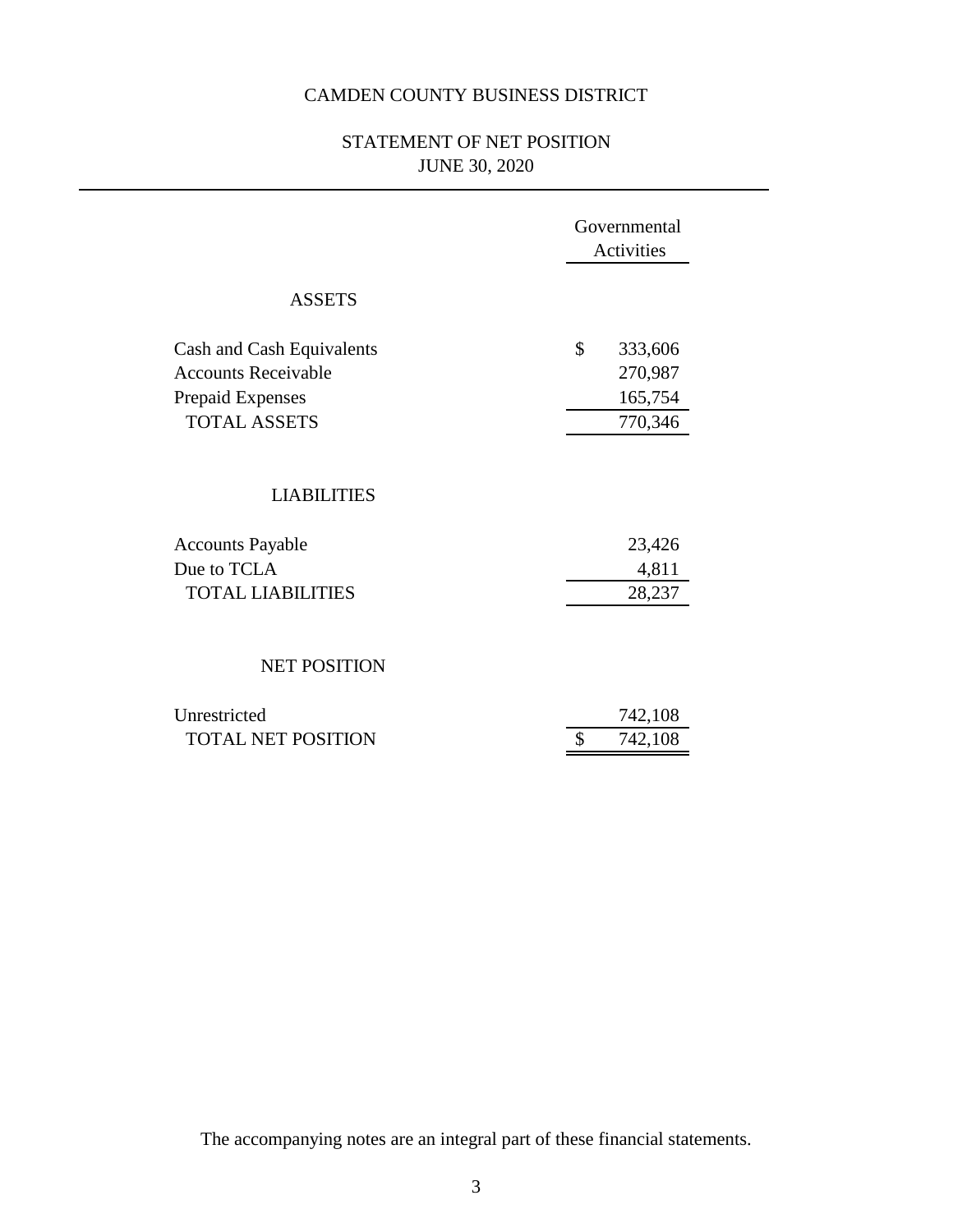# CAMDEN COUNTY BUSINESS DISTRICT

## STATEMENT OF NET POSITION
JUNE 30, 2020

| | Governmental Activities |
|---|---|
| **ASSETS** | |
| Cash and Cash Equivalents | $ 333,606 |
| Accounts Receivable | 270,987 |
| Prepaid Expenses | 165,754 |
| TOTAL ASSETS | 770,346 |
| **LIABILITIES** | |
| Accounts Payable | 23,426 |
| Due to TCLA | 4,811 |
| TOTAL LIABILITIES | 28,237 |
| **NET POSITION** | |
| Unrestricted | 742,108 |
| TOTAL NET POSITION | $ 742,108 |

The accompanying notes are an integral part of these financial statements.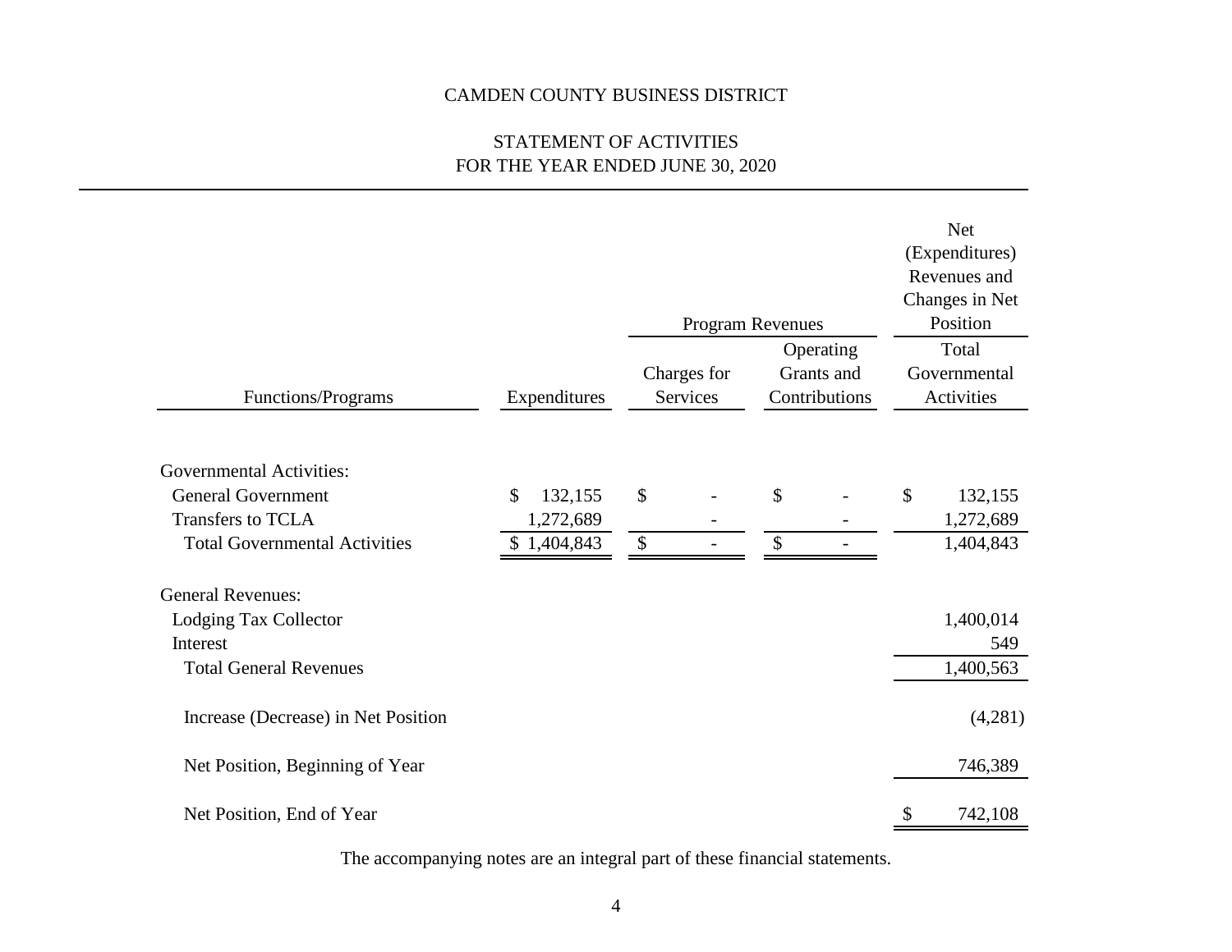CAMDEN COUNTY BUSINESS DISTRICT

STATEMENT OF ACTIVITIES
FOR THE YEAR ENDED JUNE 30, 2020

| | | Program Revenues | | Net (Expenditures) Revenues and Changes in Net Position |
|---|---|---|---|---|
| Functions/Programs | Expenditures | Charges for Services | Operating Grants and Contributions | Total Governmental Activities |
| Governmental Activities: | | | | |
| General Government | $ 132,155 | $ - | $ - | $ 132,155 |
| Transfers to TCLA | 1,272,689 | - | - | 1,272,689 |
| Total Governmental Activities | $ 1,404,843 | $ - | $ - | 1,404,843 |
| General Revenues: | | | | |
| Lodging Tax Collector | | | | 1,400,014 |
| Interest | | | | 549 |
| Total General Revenues | | | | 1,400,563 |
| Increase (Decrease) in Net Position | | | | (4,281) |
| Net Position, Beginning of Year | | | | 746,389 |
| Net Position, End of Year | | | | $ 742,108 |

The accompanying notes are an integral part of these financial statements.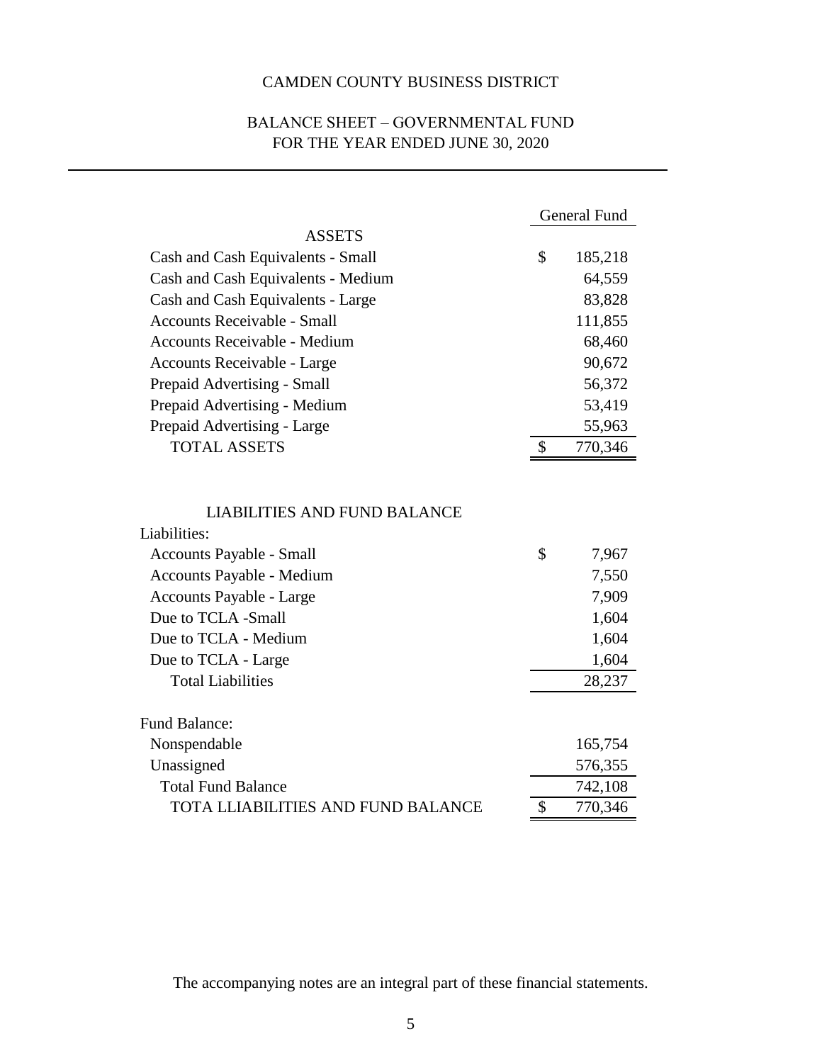# CAMDEN COUNTY BUSINESS DISTRICT

## BALANCE SHEET – GOVERNMENTAL FUND
## FOR THE YEAR ENDED JUNE 30, 2020

| | General Fund |
|---|---|
| **ASSETS** | |
| Cash and Cash Equivalents - Small | $ 185,218 |
| Cash and Cash Equivalents - Medium | 64,559 |
| Cash and Cash Equivalents - Large | 83,828 |
| Accounts Receivable - Small | 111,855 |
| Accounts Receivable - Medium | 68,460 |
| Accounts Receivable - Large | 90,672 |
| Prepaid Advertising - Small | 56,372 |
| Prepaid Advertising - Medium | 53,419 |
| Prepaid Advertising - Large | 55,963 |
| TOTAL ASSETS | $ 770,346 |
| | |
| **LIABILITIES AND FUND BALANCE** | |
| Liabilities: | |
| Accounts Payable - Small | $ 7,967 |
| Accounts Payable - Medium | 7,550 |
| Accounts Payable - Large | 7,909 |
| Due to TCLA -Small | 1,604 |
| Due to TCLA - Medium | 1,604 |
| Due to TCLA - Large | 1,604 |
| Total Liabilities | 28,237 |
| | |
| Fund Balance: | |
| Nonspendable | 165,754 |
| Unassigned | 576,355 |
| Total Fund Balance | 742,108 |
| TOTA LLIABILITIES AND FUND BALANCE | $ 770,346 |

The accompanying notes are an integral part of these financial statements.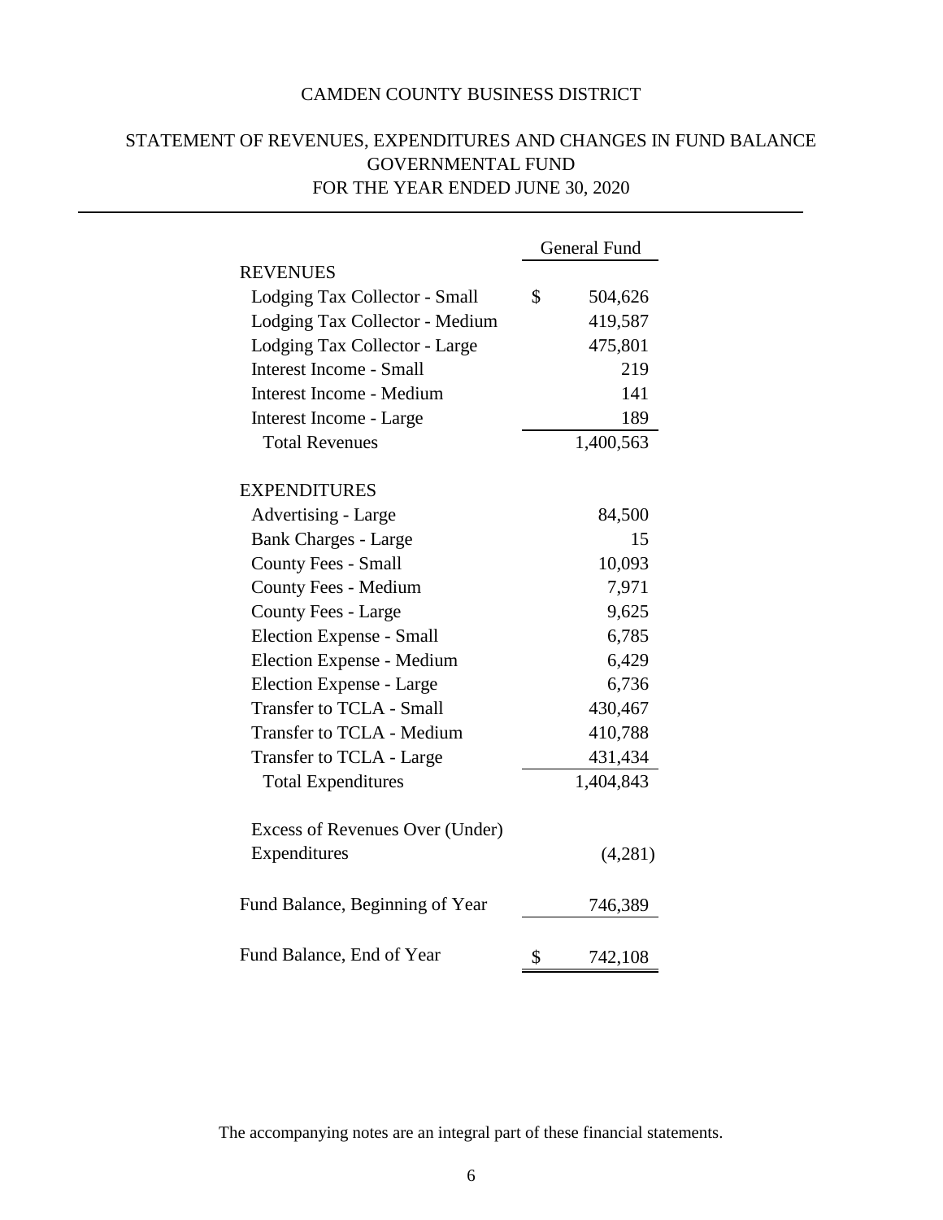# CAMDEN COUNTY BUSINESS DISTRICT

## STATEMENT OF REVENUES, EXPENDITURES AND CHANGES IN FUND BALANCE
## GOVERNMENTAL FUND
## FOR THE YEAR ENDED JUNE 30, 2020

| | General Fund |
|---|---|
| **REVENUES** | |
| Lodging Tax Collector - Small | $ 504,626 |
| Lodging Tax Collector - Medium | 419,587 |
| Lodging Tax Collector - Large | 475,801 |
| Interest Income - Small | 219 |
| Interest Income - Medium | 141 |
| Interest Income - Large | 189 |
| Total Revenues | 1,400,563 |
| **EXPENDITURES** | |
| Advertising - Large | 84,500 |
| Bank Charges - Large | 15 |
| County Fees - Small | 10,093 |
| County Fees - Medium | 7,971 |
| County Fees - Large | 9,625 |
| Election Expense - Small | 6,785 |
| Election Expense - Medium | 6,429 |
| Election Expense - Large | 6,736 |
| Transfer to TCLA - Small | 430,467 |
| Transfer to TCLA - Medium | 410,788 |
| Transfer to TCLA - Large | 431,434 |
| Total Expenditures | 1,404,843 |
| Excess of Revenues Over (Under) Expenditures | (4,281) |
| Fund Balance, Beginning of Year | 746,389 |
| Fund Balance, End of Year | $ 742,108 |

The accompanying notes are an integral part of these financial statements.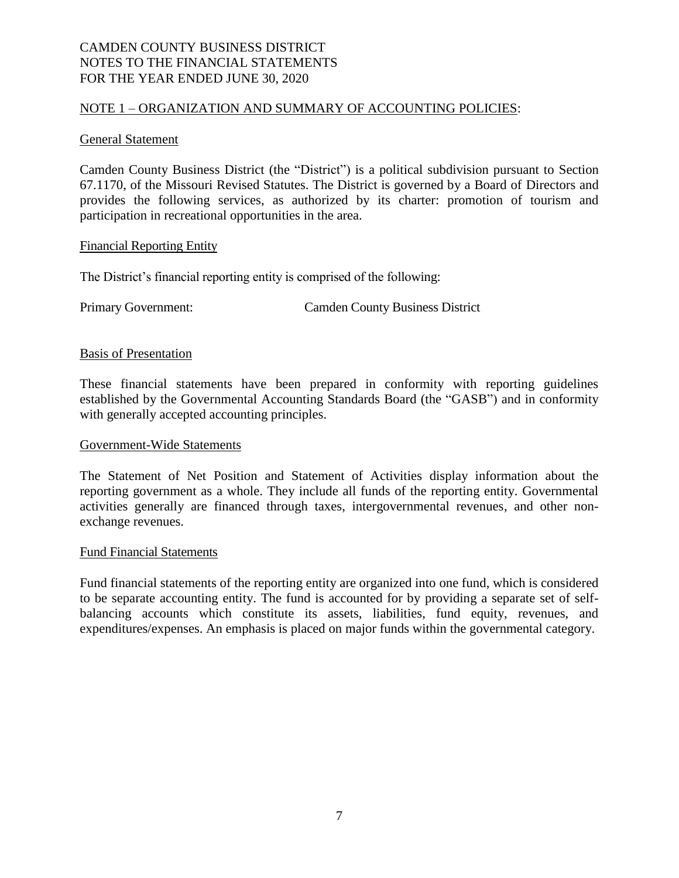CAMDEN COUNTY BUSINESS DISTRICT
NOTES TO THE FINANCIAL STATEMENTS
FOR THE YEAR ENDED JUNE 30, 2020

## NOTE 1 – ORGANIZATION AND SUMMARY OF ACCOUNTING POLICIES:

### General Statement

Camden County Business District (the "District") is a political subdivision pursuant to Section 67.1170, of the Missouri Revised Statutes. The District is governed by a Board of Directors and provides the following services, as authorized by its charter: promotion of tourism and participation in recreational opportunities in the area.

### Financial Reporting Entity

The District's financial reporting entity is comprised of the following:

Primary Government: Camden County Business District

### Basis of Presentation

These financial statements have been prepared in conformity with reporting guidelines established by the Governmental Accounting Standards Board (the "GASB") and in conformity with generally accepted accounting principles.

### Government-Wide Statements

The Statement of Net Position and Statement of Activities display information about the reporting government as a whole. They include all funds of the reporting entity. Governmental activities generally are financed through taxes, intergovernmental revenues, and other non-exchange revenues.

### Fund Financial Statements

Fund financial statements of the reporting entity are organized into one fund, which is considered to be separate accounting entity. The fund is accounted for by providing a separate set of self-balancing accounts which constitute its assets, liabilities, fund equity, revenues, and expenditures/expenses. An emphasis is placed on major funds within the governmental category.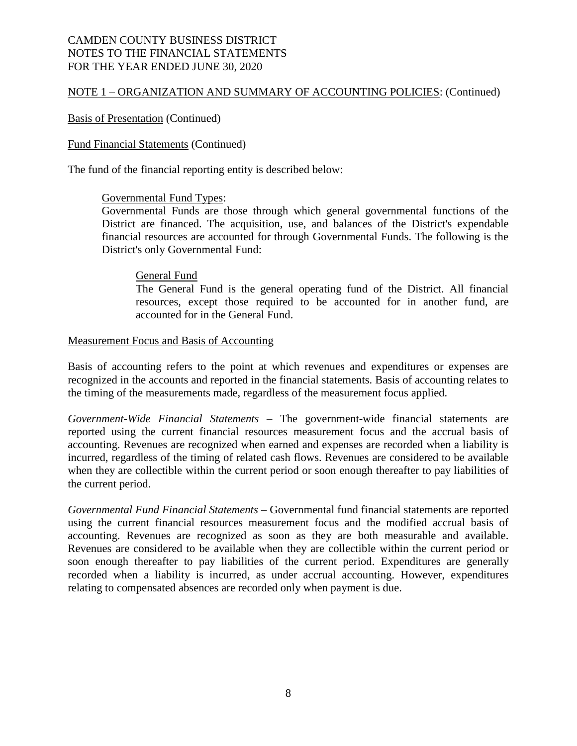CAMDEN COUNTY BUSINESS DISTRICT
NOTES TO THE FINANCIAL STATEMENTS
FOR THE YEAR ENDED JUNE 30, 2020

NOTE 1 – ORGANIZATION AND SUMMARY OF ACCOUNTING POLICIES: (Continued)

Basis of Presentation (Continued)

Fund Financial Statements (Continued)

The fund of the financial reporting entity is described below:

Governmental Fund Types:
Governmental Funds are those through which general governmental functions of the District are financed. The acquisition, use, and balances of the District's expendable financial resources are accounted for through Governmental Funds. The following is the District's only Governmental Fund:

General Fund
The General Fund is the general operating fund of the District. All financial resources, except those required to be accounted for in another fund, are accounted for in the General Fund.

Measurement Focus and Basis of Accounting

Basis of accounting refers to the point at which revenues and expenditures or expenses are recognized in the accounts and reported in the financial statements. Basis of accounting relates to the timing of the measurements made, regardless of the measurement focus applied.

*Government-Wide Financial Statements* – The government-wide financial statements are reported using the current financial resources measurement focus and the accrual basis of accounting. Revenues are recognized when earned and expenses are recorded when a liability is incurred, regardless of the timing of related cash flows. Revenues are considered to be available when they are collectible within the current period or soon enough thereafter to pay liabilities of the current period.

*Governmental Fund Financial Statements* – Governmental fund financial statements are reported using the current financial resources measurement focus and the modified accrual basis of accounting. Revenues are recognized as soon as they are both measurable and available. Revenues are considered to be available when they are collectible within the current period or soon enough thereafter to pay liabilities of the current period. Expenditures are generally recorded when a liability is incurred, as under accrual accounting. However, expenditures relating to compensated absences are recorded only when payment is due.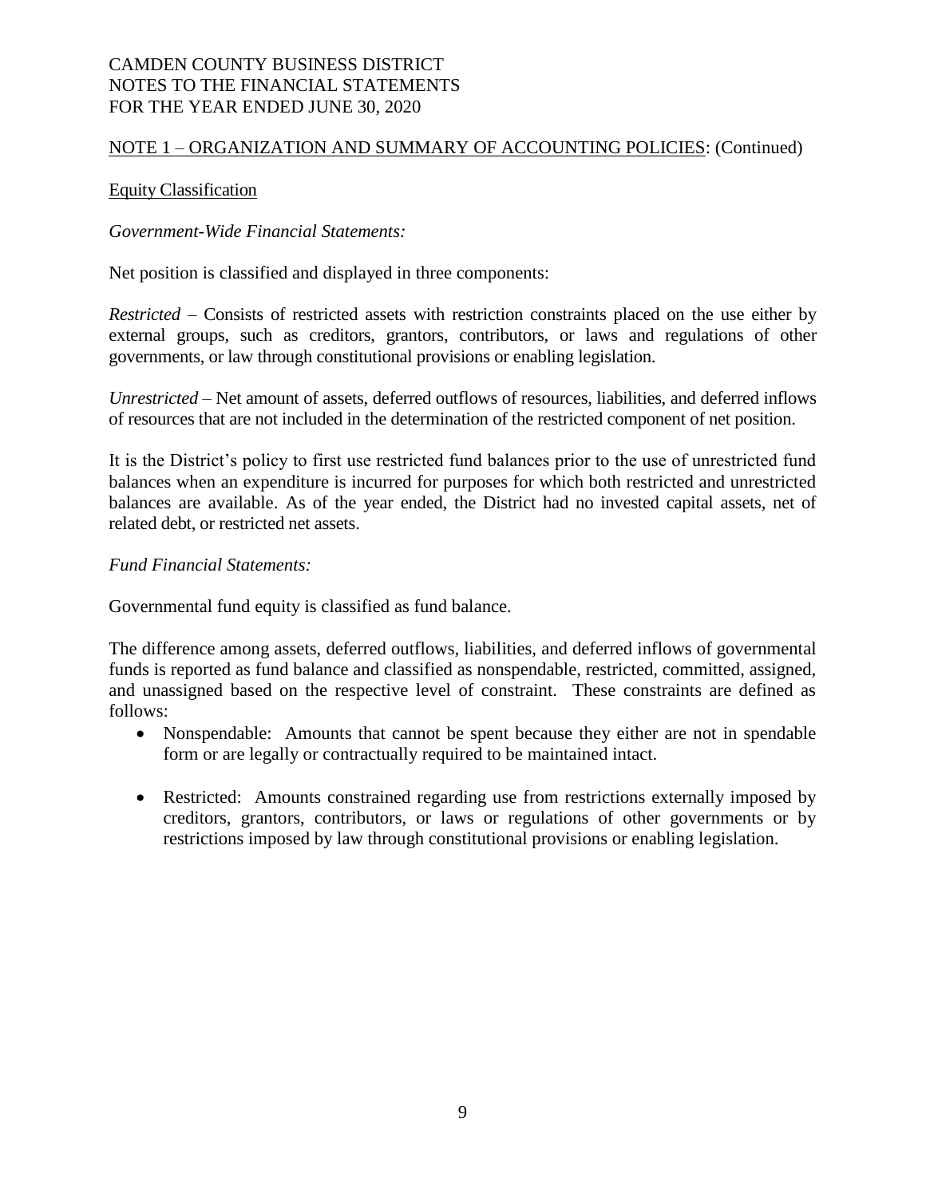NOTE 1 – ORGANIZATION AND SUMMARY OF ACCOUNTING POLICIES: (Continued)

Equity Classification

*Government-Wide Financial Statements:*

Net position is classified and displayed in three components:

*Restricted* – Consists of restricted assets with restriction constraints placed on the use either by external groups, such as creditors, grantors, contributors, or laws and regulations of other governments, or law through constitutional provisions or enabling legislation.

*Unrestricted* – Net amount of assets, deferred outflows of resources, liabilities, and deferred inflows of resources that are not included in the determination of the restricted component of net position.

It is the District's policy to first use restricted fund balances prior to the use of unrestricted fund balances when an expenditure is incurred for purposes for which both restricted and unrestricted balances are available. As of the year ended, the District had no invested capital assets, net of related debt, or restricted net assets.

*Fund Financial Statements:*

Governmental fund equity is classified as fund balance.

The difference among assets, deferred outflows, liabilities, and deferred inflows of governmental funds is reported as fund balance and classified as nonspendable, restricted, committed, assigned, and unassigned based on the respective level of constraint. These constraints are defined as follows:

- Nonspendable: Amounts that cannot be spent because they either are not in spendable form or are legally or contractually required to be maintained intact.
- Restricted: Amounts constrained regarding use from restrictions externally imposed by creditors, grantors, contributors, or laws or regulations of other governments or by restrictions imposed by law through constitutional provisions or enabling legislation.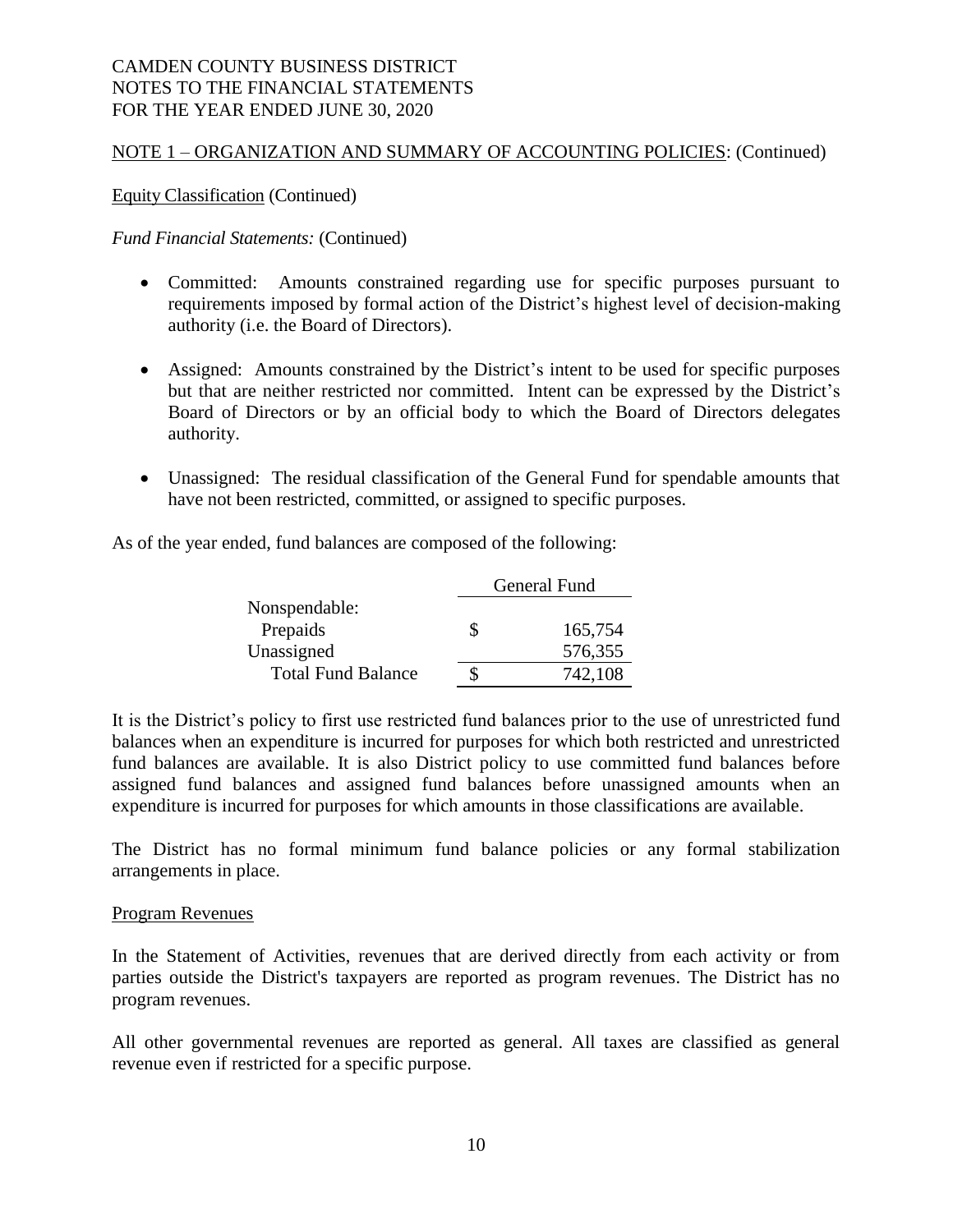CAMDEN COUNTY BUSINESS DISTRICT
NOTES TO THE FINANCIAL STATEMENTS
FOR THE YEAR ENDED JUNE 30, 2020

NOTE 1 – ORGANIZATION AND SUMMARY OF ACCOUNTING POLICIES: (Continued)

Equity Classification (Continued)

*Fund Financial Statements:* (Continued)

- Committed: Amounts constrained regarding use for specific purposes pursuant to requirements imposed by formal action of the District's highest level of decision-making authority (i.e. the Board of Directors).

- Assigned: Amounts constrained by the District's intent to be used for specific purposes but that are neither restricted nor committed. Intent can be expressed by the District's Board of Directors or by an official body to which the Board of Directors delegates authority.

- Unassigned: The residual classification of the General Fund for spendable amounts that have not been restricted, committed, or assigned to specific purposes.

As of the year ended, fund balances are composed of the following:

| | General Fund |
|---|---|
| Nonspendable: | |
| Prepaids | $ 165,754 |
| Unassigned | 576,355 |
| Total Fund Balance | $ 742,108 |

It is the District's policy to first use restricted fund balances prior to the use of unrestricted fund balances when an expenditure is incurred for purposes for which both restricted and unrestricted fund balances are available. It is also District policy to use committed fund balances before assigned fund balances and assigned fund balances before unassigned amounts when an expenditure is incurred for purposes for which amounts in those classifications are available.

The District has no formal minimum fund balance policies or any formal stabilization arrangements in place.

Program Revenues

In the Statement of Activities, revenues that are derived directly from each activity or from parties outside the District's taxpayers are reported as program revenues. The District has no program revenues.

All other governmental revenues are reported as general. All taxes are classified as general revenue even if restricted for a specific purpose.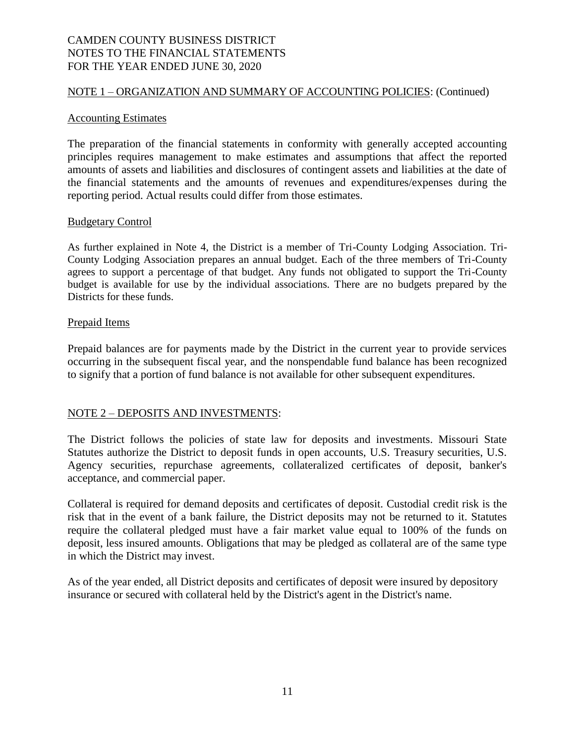CAMDEN COUNTY BUSINESS DISTRICT
NOTES TO THE FINANCIAL STATEMENTS
FOR THE YEAR ENDED JUNE 30, 2020

NOTE 1 – ORGANIZATION AND SUMMARY OF ACCOUNTING POLICIES: (Continued)

## Accounting Estimates

The preparation of the financial statements in conformity with generally accepted accounting principles requires management to make estimates and assumptions that affect the reported amounts of assets and liabilities and disclosures of contingent assets and liabilities at the date of the financial statements and the amounts of revenues and expenditures/expenses during the reporting period. Actual results could differ from those estimates.

## Budgetary Control

As further explained in Note 4, the District is a member of Tri-County Lodging Association. Tri-County Lodging Association prepares an annual budget. Each of the three members of Tri-County agrees to support a percentage of that budget. Any funds not obligated to support the Tri-County budget is available for use by the individual associations. There are no budgets prepared by the Districts for these funds.

## Prepaid Items

Prepaid balances are for payments made by the District in the current year to provide services occurring in the subsequent fiscal year, and the nonspendable fund balance has been recognized to signify that a portion of fund balance is not available for other subsequent expenditures.

## NOTE 2 – DEPOSITS AND INVESTMENTS:

The District follows the policies of state law for deposits and investments. Missouri State Statutes authorize the District to deposit funds in open accounts, U.S. Treasury securities, U.S. Agency securities, repurchase agreements, collateralized certificates of deposit, banker's acceptance, and commercial paper.

Collateral is required for demand deposits and certificates of deposit. Custodial credit risk is the risk that in the event of a bank failure, the District deposits may not be returned to it. Statutes require the collateral pledged must have a fair market value equal to 100% of the funds on deposit, less insured amounts. Obligations that may be pledged as collateral are of the same type in which the District may invest.

As of the year ended, all District deposits and certificates of deposit were insured by depository insurance or secured with collateral held by the District's agent in the District's name.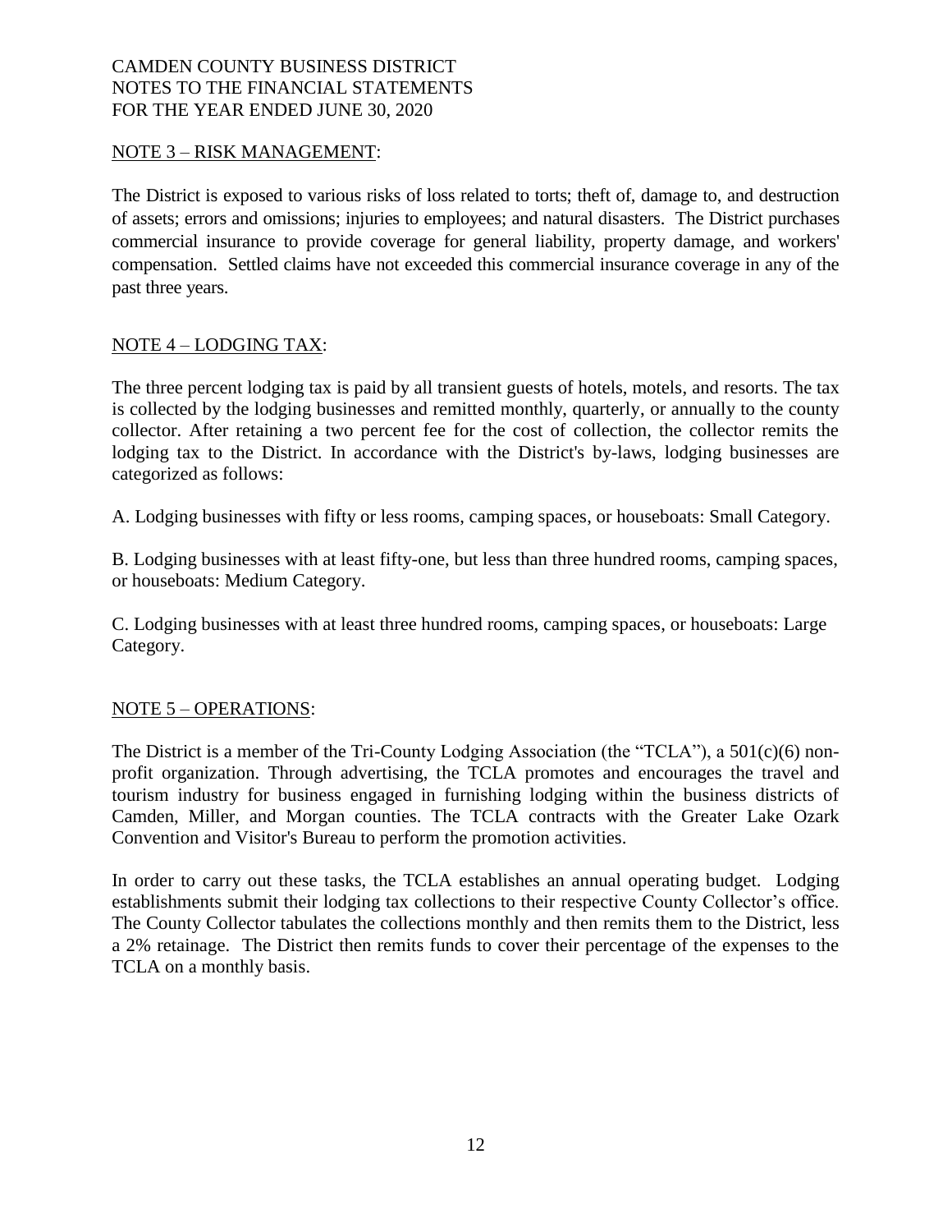## NOTE 3 – RISK MANAGEMENT:

The District is exposed to various risks of loss related to torts; theft of, damage to, and destruction of assets; errors and omissions; injuries to employees; and natural disasters. The District purchases commercial insurance to provide coverage for general liability, property damage, and workers' compensation. Settled claims have not exceeded this commercial insurance coverage in any of the past three years.

## NOTE 4 – LODGING TAX:

The three percent lodging tax is paid by all transient guests of hotels, motels, and resorts. The tax is collected by the lodging businesses and remitted monthly, quarterly, or annually to the county collector. After retaining a two percent fee for the cost of collection, the collector remits the lodging tax to the District. In accordance with the District's by-laws, lodging businesses are categorized as follows:

A. Lodging businesses with fifty or less rooms, camping spaces, or houseboats: Small Category.

B. Lodging businesses with at least fifty-one, but less than three hundred rooms, camping spaces, or houseboats: Medium Category.

C. Lodging businesses with at least three hundred rooms, camping spaces, or houseboats: Large Category.

## NOTE 5 – OPERATIONS:

The District is a member of the Tri-County Lodging Association (the "TCLA"), a 501(c)(6) non-profit organization. Through advertising, the TCLA promotes and encourages the travel and tourism industry for business engaged in furnishing lodging within the business districts of Camden, Miller, and Morgan counties. The TCLA contracts with the Greater Lake Ozark Convention and Visitor's Bureau to perform the promotion activities.

In order to carry out these tasks, the TCLA establishes an annual operating budget. Lodging establishments submit their lodging tax collections to their respective County Collector's office. The County Collector tabulates the collections monthly and then remits them to the District, less a 2% retainage. The District then remits funds to cover their percentage of the expenses to the TCLA on a monthly basis.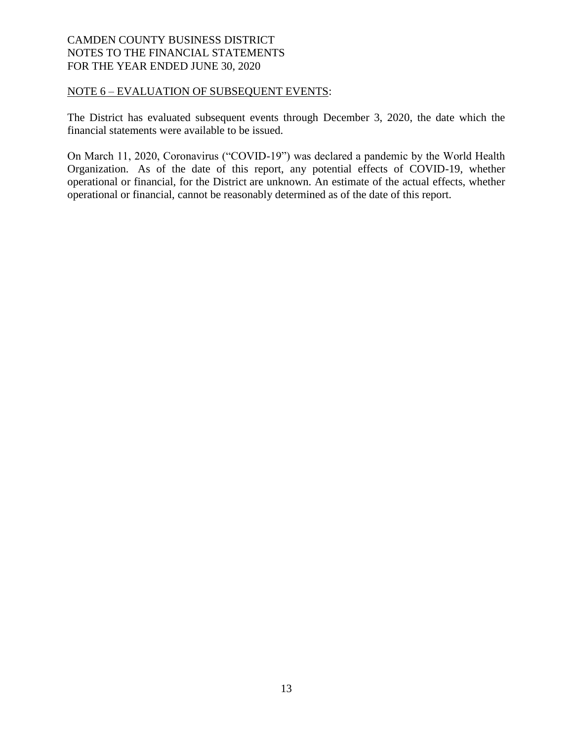CAMDEN COUNTY BUSINESS DISTRICT
NOTES TO THE FINANCIAL STATEMENTS
FOR THE YEAR ENDED JUNE 30, 2020

## NOTE 6 – EVALUATION OF SUBSEQUENT EVENTS:

The District has evaluated subsequent events through December 3, 2020, the date which the financial statements were available to be issued.

On March 11, 2020, Coronavirus ("COVID-19") was declared a pandemic by the World Health Organization. As of the date of this report, any potential effects of COVID-19, whether operational or financial, for the District are unknown. An estimate of the actual effects, whether operational or financial, cannot be reasonably determined as of the date of this report.